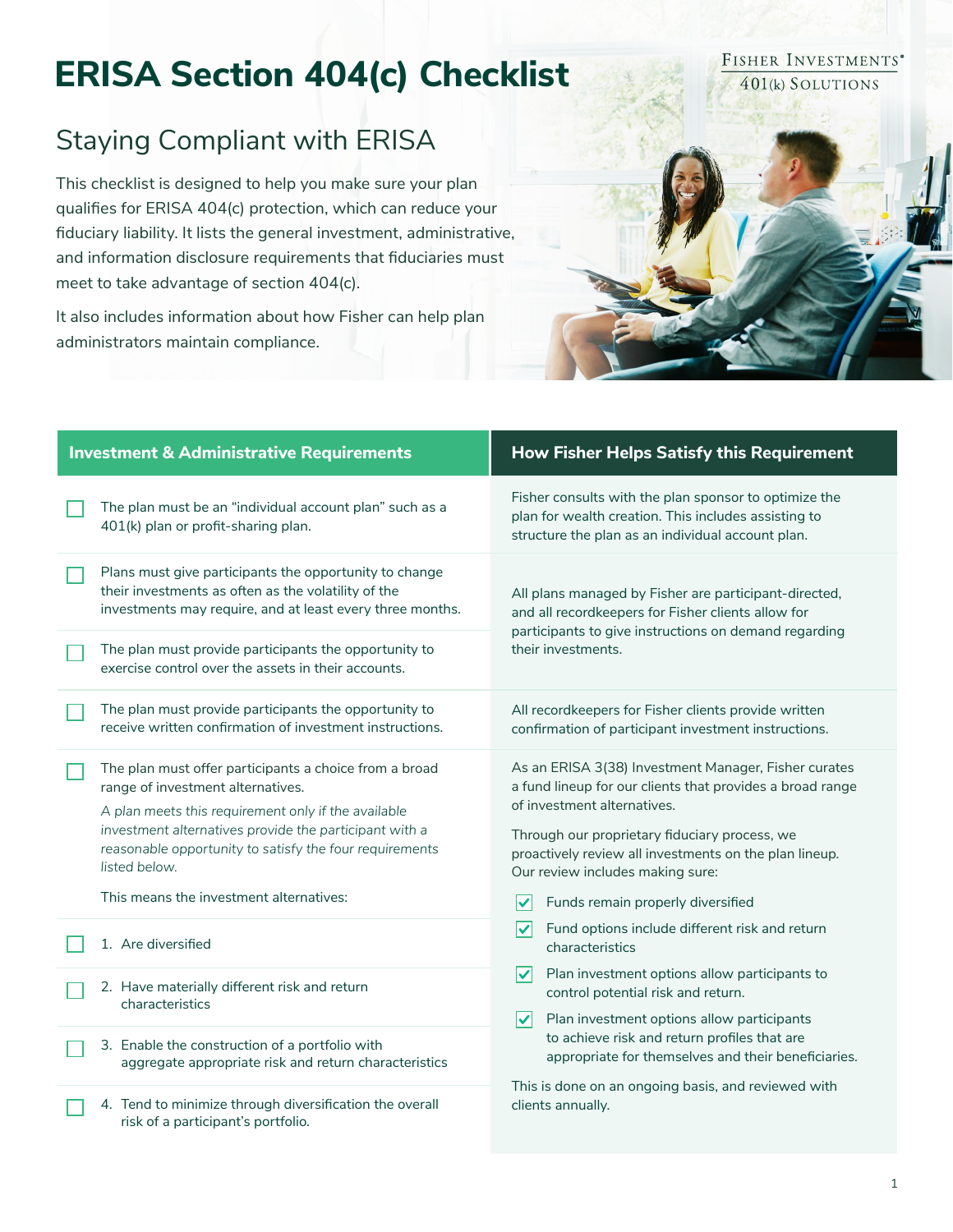# ERISA Section 404(c) Checklist

FISHER INVESTMENTS®
401(k) SOLUTIONS

## Staying Compliant with ERISA

This checklist is designed to help you make sure your plan qualifies for ERISA 404(c) protection, which can reduce your fiduciary liability. It lists the general investment, administrative, and information disclosure requirements that fiduciaries must meet to take advantage of section 404(c).

It also includes information about how Fisher can help plan administrators maintain compliance.

| Investment & Administrative Requirements | How Fisher Helps Satisfy this Requirement |
|---|---|
| ☐ The plan must be an "individual account plan" such as a 401(k) plan or profit-sharing plan. | Fisher consults with the plan sponsor to optimize the plan for wealth creation. This includes assisting to structure the plan as an individual account plan. |
| ☐ Plans must give participants the opportunity to change their investments as often as the volatility of the investments may require, and at least every three months. | All plans managed by Fisher are participant-directed, and all recordkeepers for Fisher clients allow for participants to give instructions on demand regarding their investments. |
| ☐ The plan must provide participants the opportunity to exercise control over the assets in their accounts. | |
| ☐ The plan must provide participants the opportunity to receive written confirmation of investment instructions. | All recordkeepers for Fisher clients provide written confirmation of participant investment instructions. |
| ☐ The plan must offer participants a choice from a broad range of investment alternatives.<br><br>*A plan meets this requirement only if the available investment alternatives provide the participant with a reasonable opportunity to satisfy the four requirements listed below.*<br><br>This means the investment alternatives: | As an ERISA 3(38) Investment Manager, Fisher curates a fund lineup for our clients that provides a broad range of investment alternatives.<br><br>Through our proprietary fiduciary process, we proactively review all investments on the plan lineup. Our review includes making sure:<br><br>☑ Funds remain properly diversified<br>☑ Fund options include different risk and return characteristics<br>☑ Plan investment options allow participants to control potential risk and return.<br>☑ Plan investment options allow participants to achieve risk and return profiles that are appropriate for themselves and their beneficiaries.<br><br>This is done on an ongoing basis, and reviewed with clients annually. |
| ☐ 1. Are diversified | |
| ☐ 2. Have materially different risk and return characteristics | |
| ☐ 3. Enable the construction of a portfolio with aggregate appropriate risk and return characteristics | |
| ☐ 4. Tend to minimize through diversification the overall risk of a participant's portfolio. | |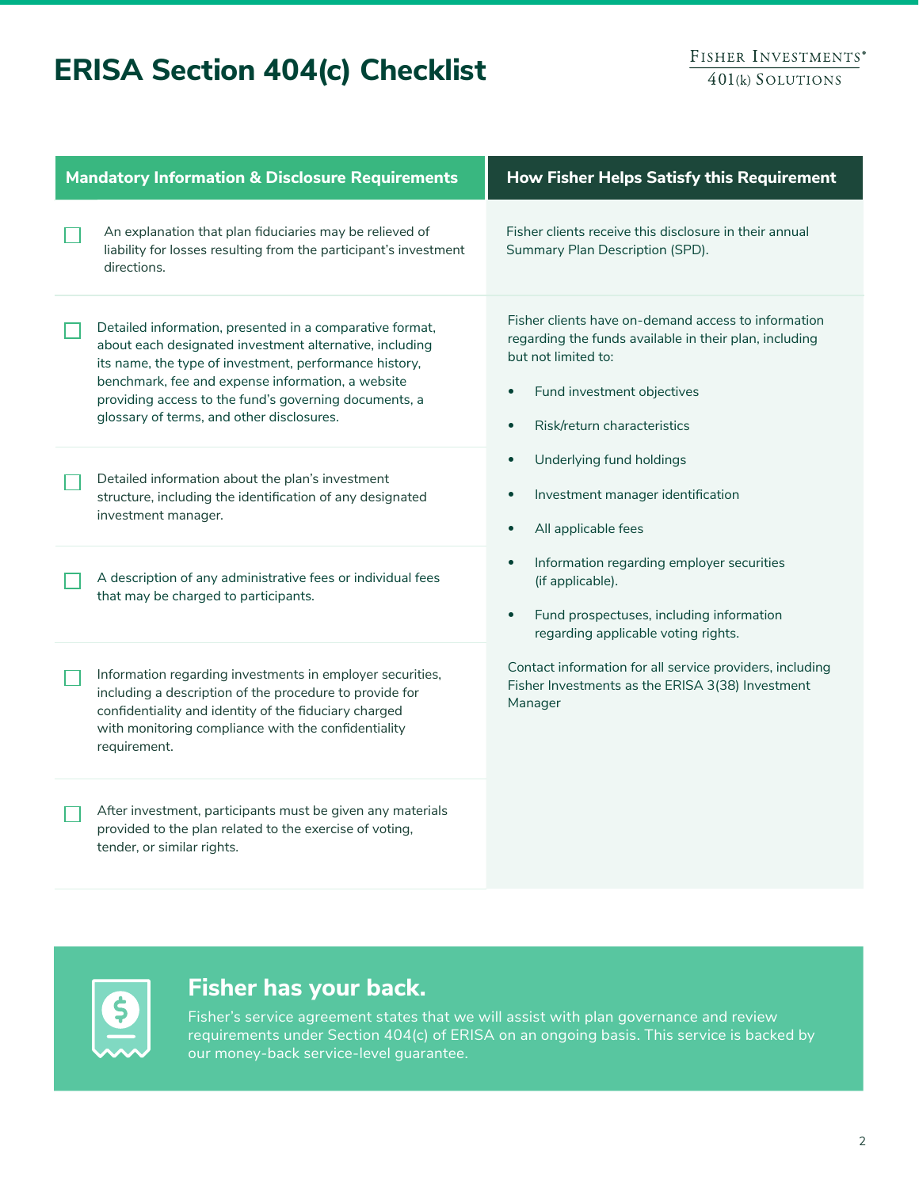# ERISA Section 404(c) Checklist

| Mandatory Information & Disclosure Requirements | How Fisher Helps Satisfy this Requirement |
| --- | --- |
| ☐ An explanation that plan fiduciaries may be relieved of liability for losses resulting from the participant's investment directions. | Fisher clients receive this disclosure in their annual Summary Plan Description (SPD). |
| ☐ Detailed information, presented in a comparative format, about each designated investment alternative, including its name, the type of investment, performance history, benchmark, fee and expense information, a website providing access to the fund's governing documents, a glossary of terms, and other disclosures. | Fisher clients have on-demand access to information regarding the funds available in their plan, including but not limited to: • Fund investment objectives • Risk/return characteristics • Underlying fund holdings • Investment manager identification • All applicable fees • Information regarding employer securities (if applicable). • Fund prospectuses, including information regarding applicable voting rights. Contact information for all service providers, including Fisher Investments as the ERISA 3(38) Investment Manager |
| ☐ Detailed information about the plan's investment structure, including the identification of any designated investment manager. | |
| ☐ A description of any administrative fees or individual fees that may be charged to participants. | |
| ☐ Information regarding investments in employer securities, including a description of the procedure to provide for confidentiality and identity of the fiduciary charged with monitoring compliance with the confidentiality requirement. | |
| ☐ After investment, participants must be given any materials provided to the plan related to the exercise of voting, tender, or similar rights. | |

## Fisher has your back.

Fisher's service agreement states that we will assist with plan governance and review requirements under Section 404(c) of ERISA on an ongoing basis. This service is backed by our money-back service-level guarantee.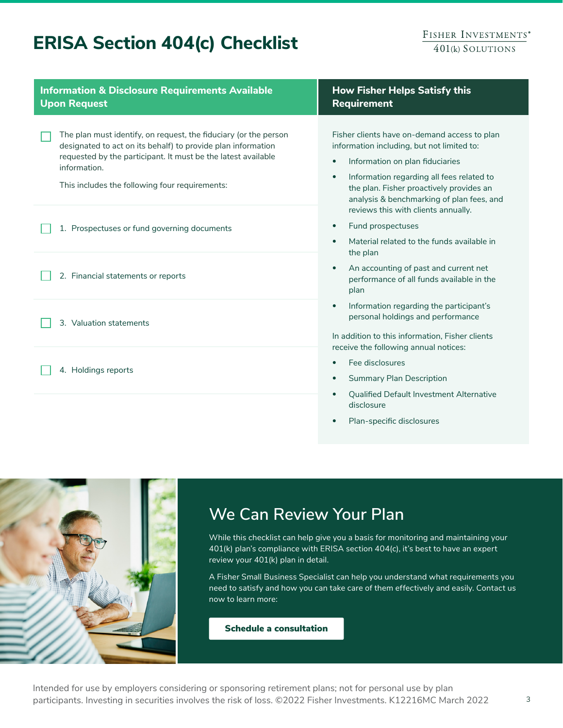# ERISA Section 404(c) Checklist

FISHER INVESTMENTS® 401(k) SOLUTIONS

| Information & Disclosure Requirements Available Upon Request | How Fisher Helps Satisfy this Requirement |
|---|---|
| ☐ The plan must identify, on request, the fiduciary (or the person designated to act on its behalf) to provide plan information requested by the participant. It must be the latest available information. This includes the following four requirements: | Fisher clients have on-demand access to plan information including, but not limited to:<br>• Information on plan fiduciaries<br>• Information regarding all fees related to the plan. Fisher proactively provides an analysis & benchmarking of plan fees, and reviews this with clients annually.<br>• Fund prospectuses<br>• Material related to the funds available in the plan<br>• An accounting of past and current net performance of all funds available in the plan<br>• Information regarding the participant's personal holdings and performance<br><br>In addition to this information, Fisher clients receive the following annual notices:<br>• Fee disclosures<br>• Summary Plan Description<br>• Qualified Default Investment Alternative disclosure<br>• Plan-specific disclosures |
| ☐ 1. Prospectuses or fund governing documents | |
| ☐ 2. Financial statements or reports | |
| ☐ 3. Valuation statements | |
| ☐ 4. Holdings reports | |

## We Can Review Your Plan

While this checklist can help give you a basis for monitoring and maintaining your 401(k) plan's compliance with ERISA section 404(c), it's best to have an expert review your 401(k) plan in detail.

A Fisher Small Business Specialist can help you understand what requirements you need to satisfy and how you can take care of them effectively and easily. Contact us now to learn more:

**Schedule a consultation**

Intended for use by employers considering or sponsoring retirement plans; not for personal use by plan participants. Investing in securities involves the risk of loss. ©2022 Fisher Investments. K12216MC March 2022